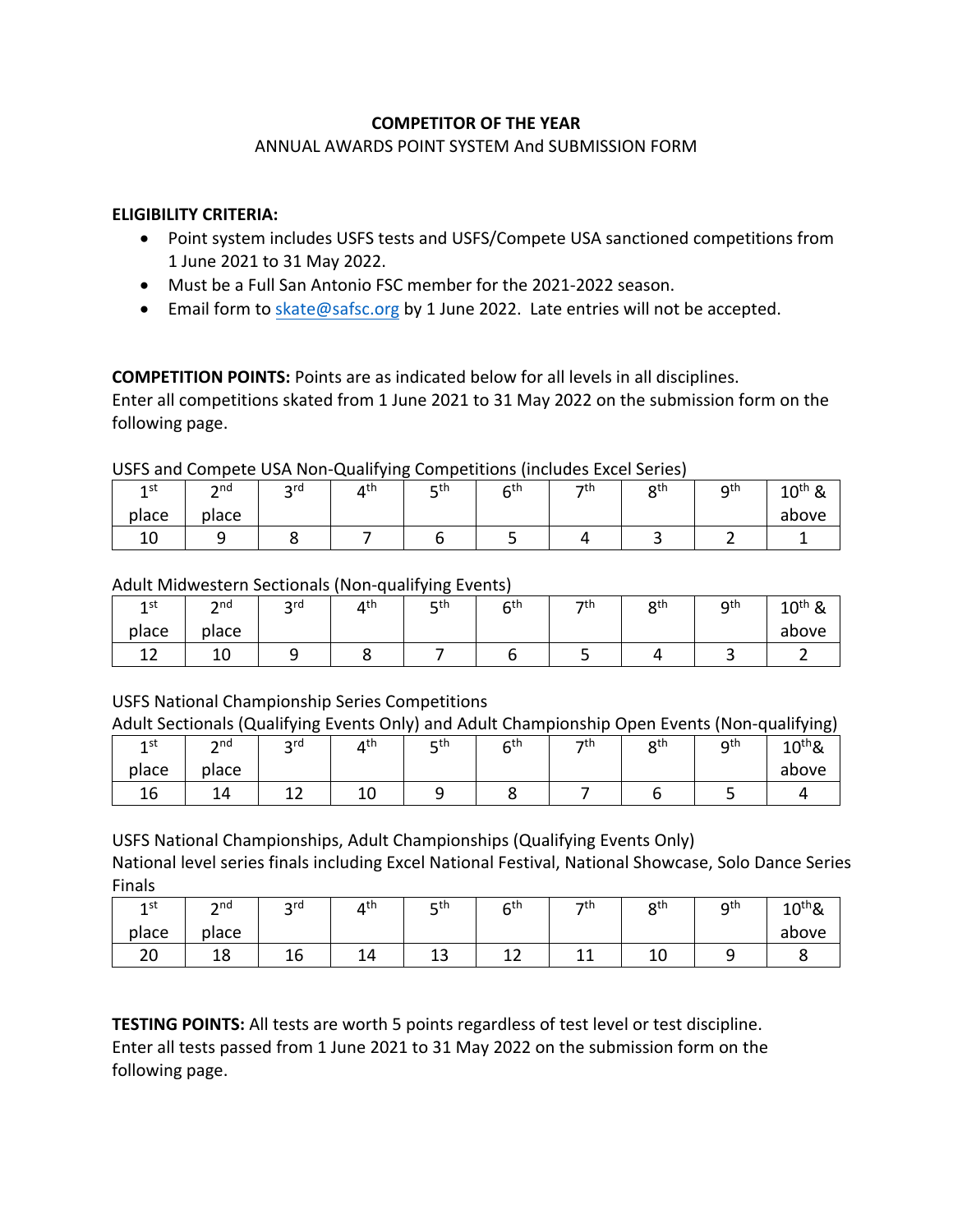**COMPETITOR OF THE YEAR**

ANNUAL AWARDS POINT SYSTEM And SUBMISSION FORM

**ELIGIBILITY CRITERIA:**

- Point system includes USFS tests and USFS/Compete USA sanctioned competitions from 1 June 2021 to 31 May 2022.
- Must be a Full San Antonio FSC member for the 2021-2022 season.
- Email form to skate@safsc.org by 1 June 2022. Late entries will not be accepted.

**COMPETITION POINTS:** Points are as indicated below for all levels in all disciplines.
Enter all competitions skated from 1 June 2021 to 31 May 2022 on the submission form on the following page.

USFS and Compete USA Non-Qualifying Competitions (includes Excel Series)

| 1st place | 2nd place | 3rd | 4th | 5th | 6th | 7th | 8th | 9th | 10th & above |
|---|---|---|---|---|---|---|---|---|---|
| 10 | 9 | 8 | 7 | 6 | 5 | 4 | 3 | 2 | 1 |

Adult Midwestern Sectionals (Non-qualifying Events)

| 1st place | 2nd place | 3rd | 4th | 5th | 6th | 7th | 8th | 9th | 10th & above |
|---|---|---|---|---|---|---|---|---|---|
| 12 | 10 | 9 | 8 | 7 | 6 | 5 | 4 | 3 | 2 |

USFS National Championship Series Competitions
Adult Sectionals (Qualifying Events Only) and Adult Championship Open Events (Non-qualifying)

| 1st place | 2nd place | 3rd | 4th | 5th | 6th | 7th | 8th | 9th | 10th& above |
|---|---|---|---|---|---|---|---|---|---|
| 16 | 14 | 12 | 10 | 9 | 8 | 7 | 6 | 5 | 4 |

USFS National Championships, Adult Championships (Qualifying Events Only)
National level series finals including Excel National Festival, National Showcase, Solo Dance Series Finals

| 1st place | 2nd place | 3rd | 4th | 5th | 6th | 7th | 8th | 9th | 10th& above |
|---|---|---|---|---|---|---|---|---|---|
| 20 | 18 | 16 | 14 | 13 | 12 | 11 | 10 | 9 | 8 |

**TESTING POINTS:** All tests are worth 5 points regardless of test level or test discipline.
Enter all tests passed from 1 June 2021 to 31 May 2022 on the submission form on the following page.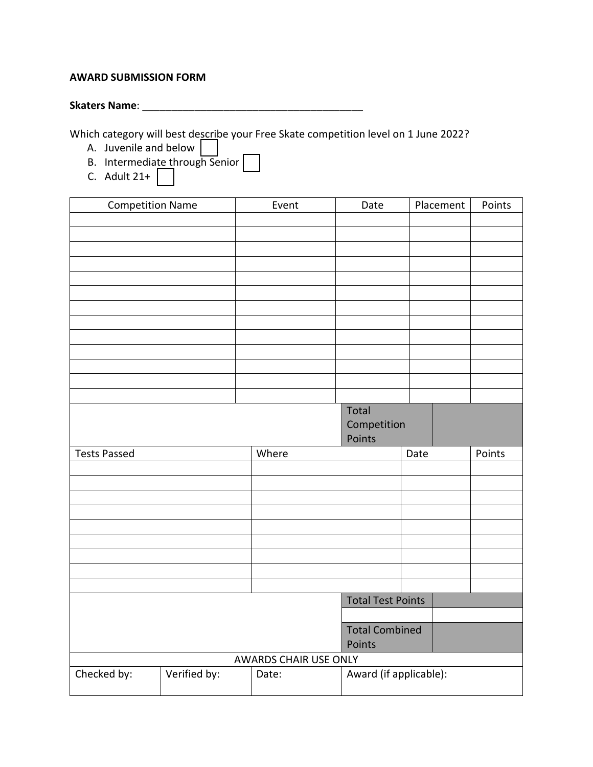**AWARD SUBMISSION FORM**

**Skaters Name**: ________________________________________

Which category will best describe your Free Skate competition level on 1 June 2022?

A. Juvenile and below ☐
B. Intermediate through Senior ☐
C. Adult 21+ ☐

| Competition Name | Event | Date | Placement | Points |
|---|---|---|---|---|
| | | | | |
| | | | | |
| | | | | |
| | | | | |
| | | | | |
| | | | | |
| | | | | |
| | | | | |
| | | | | |
| | | | | |
| | | | | |
| | | | | |
| | | | | |
| | | Total Competition Points | | |

| Tests Passed | Where | Date | Points |
|---|---|---|---|
| | | | |
| | | | |
| | | | |
| | | | |
| | | | |
| | | | |
| | | | |
| | | | |
| | | | |
| | | Total Test Points | |
| | | | |
| | | Total Combined Points | |

| AWARDS CHAIR USE ONLY | | | |
|---|---|---|---|
| Checked by: | Verified by: | Date: | Award (if applicable): |